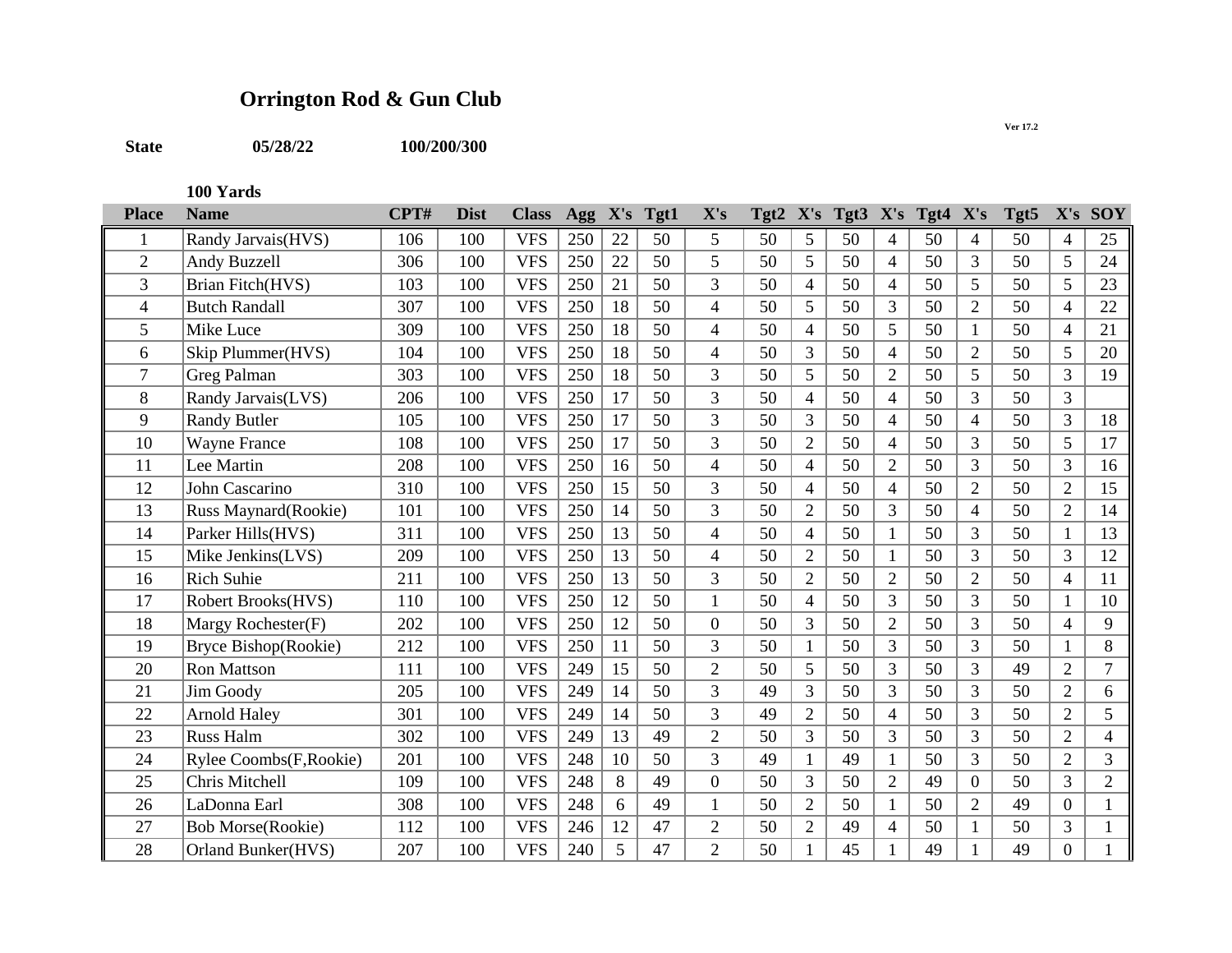# Orrington Rod & Gun Club

Ver 17.2

**State** **05/28/22** **100/200/300**

**100 Yards**

| Place | Name | CPT# | Dist | Class | Agg | X's | Tgt1 | X's | Tgt2 | X's | Tgt3 | X's | Tgt4 | X's | Tgt5 | X's | SOY |
|---|---|---|---|---|---|---|---|---|---|---|---|---|---|---|---|---|---|
| 1 | Randy Jarvais(HVS) | 106 | 100 | VFS | 250 | 22 | 50 | 5 | 50 | 5 | 50 | 4 | 50 | 4 | 50 | 4 | 25 |
| 2 | Andy Buzzell | 306 | 100 | VFS | 250 | 22 | 50 | 5 | 50 | 5 | 50 | 4 | 50 | 3 | 50 | 5 | 24 |
| 3 | Brian Fitch(HVS) | 103 | 100 | VFS | 250 | 21 | 50 | 3 | 50 | 4 | 50 | 4 | 50 | 5 | 50 | 5 | 23 |
| 4 | Butch Randall | 307 | 100 | VFS | 250 | 18 | 50 | 4 | 50 | 5 | 50 | 3 | 50 | 2 | 50 | 4 | 22 |
| 5 | Mike Luce | 309 | 100 | VFS | 250 | 18 | 50 | 4 | 50 | 4 | 50 | 5 | 50 | 1 | 50 | 4 | 21 |
| 6 | Skip Plummer(HVS) | 104 | 100 | VFS | 250 | 18 | 50 | 4 | 50 | 3 | 50 | 4 | 50 | 2 | 50 | 5 | 20 |
| 7 | Greg Palman | 303 | 100 | VFS | 250 | 18 | 50 | 3 | 50 | 5 | 50 | 2 | 50 | 5 | 50 | 3 | 19 |
| 8 | Randy Jarvais(LVS) | 206 | 100 | VFS | 250 | 17 | 50 | 3 | 50 | 4 | 50 | 4 | 50 | 3 | 50 | 3 | |
| 9 | Randy Butler | 105 | 100 | VFS | 250 | 17 | 50 | 3 | 50 | 3 | 50 | 4 | 50 | 4 | 50 | 3 | 18 |
| 10 | Wayne France | 108 | 100 | VFS | 250 | 17 | 50 | 3 | 50 | 2 | 50 | 4 | 50 | 3 | 50 | 5 | 17 |
| 11 | Lee Martin | 208 | 100 | VFS | 250 | 16 | 50 | 4 | 50 | 4 | 50 | 2 | 50 | 3 | 50 | 3 | 16 |
| 12 | John Cascarino | 310 | 100 | VFS | 250 | 15 | 50 | 3 | 50 | 4 | 50 | 4 | 50 | 2 | 50 | 2 | 15 |
| 13 | Russ Maynard(Rookie) | 101 | 100 | VFS | 250 | 14 | 50 | 3 | 50 | 2 | 50 | 3 | 50 | 4 | 50 | 2 | 14 |
| 14 | Parker Hills(HVS) | 311 | 100 | VFS | 250 | 13 | 50 | 4 | 50 | 4 | 50 | 1 | 50 | 3 | 50 | 1 | 13 |
| 15 | Mike Jenkins(LVS) | 209 | 100 | VFS | 250 | 13 | 50 | 4 | 50 | 2 | 50 | 1 | 50 | 3 | 50 | 3 | 12 |
| 16 | Rich Suhie | 211 | 100 | VFS | 250 | 13 | 50 | 3 | 50 | 2 | 50 | 2 | 50 | 2 | 50 | 4 | 11 |
| 17 | Robert Brooks(HVS) | 110 | 100 | VFS | 250 | 12 | 50 | 1 | 50 | 4 | 50 | 3 | 50 | 3 | 50 | 1 | 10 |
| 18 | Margy Rochester(F) | 202 | 100 | VFS | 250 | 12 | 50 | 0 | 50 | 3 | 50 | 2 | 50 | 3 | 50 | 4 | 9 |
| 19 | Bryce Bishop(Rookie) | 212 | 100 | VFS | 250 | 11 | 50 | 3 | 50 | 1 | 50 | 3 | 50 | 3 | 50 | 1 | 8 |
| 20 | Ron Mattson | 111 | 100 | VFS | 249 | 15 | 50 | 2 | 50 | 5 | 50 | 3 | 50 | 3 | 49 | 2 | 7 |
| 21 | Jim Goody | 205 | 100 | VFS | 249 | 14 | 50 | 3 | 49 | 3 | 50 | 3 | 50 | 3 | 50 | 2 | 6 |
| 22 | Arnold Haley | 301 | 100 | VFS | 249 | 14 | 50 | 3 | 49 | 2 | 50 | 4 | 50 | 3 | 50 | 2 | 5 |
| 23 | Russ Halm | 302 | 100 | VFS | 249 | 13 | 49 | 2 | 50 | 3 | 50 | 3 | 50 | 3 | 50 | 2 | 4 |
| 24 | Rylee Coombs(F,Rookie) | 201 | 100 | VFS | 248 | 10 | 50 | 3 | 49 | 1 | 49 | 1 | 50 | 3 | 50 | 2 | 3 |
| 25 | Chris Mitchell | 109 | 100 | VFS | 248 | 8 | 49 | 0 | 50 | 3 | 50 | 2 | 49 | 0 | 50 | 3 | 2 |
| 26 | LaDonna Earl | 308 | 100 | VFS | 248 | 6 | 49 | 1 | 50 | 2 | 50 | 1 | 50 | 2 | 49 | 0 | 1 |
| 27 | Bob Morse(Rookie) | 112 | 100 | VFS | 246 | 12 | 47 | 2 | 50 | 2 | 49 | 4 | 50 | 1 | 50 | 3 | 1 |
| 28 | Orland Bunker(HVS) | 207 | 100 | VFS | 240 | 5 | 47 | 2 | 50 | 1 | 45 | 1 | 49 | 1 | 49 | 0 | 1 |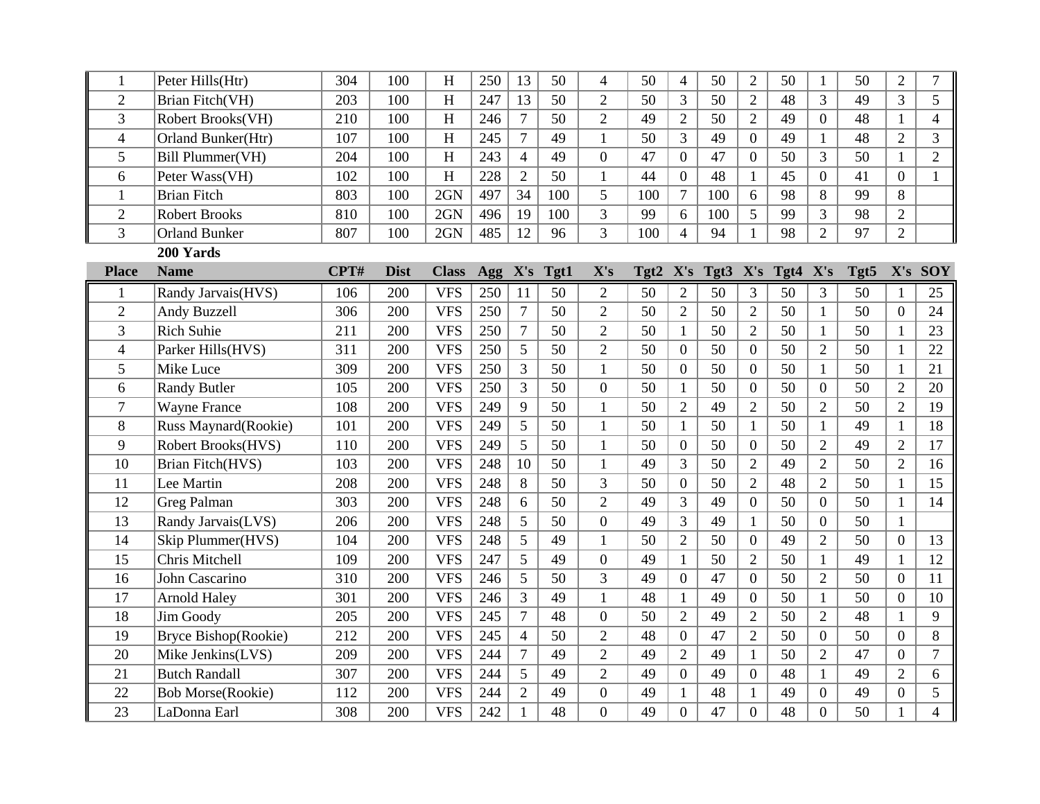| | | | | | | | | | | | | | | | | | |
|---|---|---|---|---|---|---|---|---|---|---|---|---|---|---|---|---|---|
| 1 | Peter Hills(Htr) | 304 | 100 | H | 250 | 13 | 50 | 4 | 50 | 4 | 50 | 2 | 50 | 1 | 50 | 2 | 7 |
| 2 | Brian Fitch(VH) | 203 | 100 | H | 247 | 13 | 50 | 2 | 50 | 3 | 50 | 2 | 48 | 3 | 49 | 3 | 5 |
| 3 | Robert Brooks(VH) | 210 | 100 | H | 246 | 7 | 50 | 2 | 49 | 2 | 50 | 2 | 49 | 0 | 48 | 1 | 4 |
| 4 | Orland Bunker(Htr) | 107 | 100 | H | 245 | 7 | 49 | 1 | 50 | 3 | 49 | 0 | 49 | 1 | 48 | 2 | 3 |
| 5 | Bill Plummer(VH) | 204 | 100 | H | 243 | 4 | 49 | 0 | 47 | 0 | 47 | 0 | 50 | 3 | 50 | 1 | 2 |
| 6 | Peter Wass(VH) | 102 | 100 | H | 228 | 2 | 50 | 1 | 44 | 0 | 48 | 1 | 45 | 0 | 41 | 0 | 1 |
| 1 | Brian Fitch | 803 | 100 | 2GN | 497 | 34 | 100 | 5 | 100 | 7 | 100 | 6 | 98 | 8 | 99 | 8 | |
| 2 | Robert Brooks | 810 | 100 | 2GN | 496 | 19 | 100 | 3 | 99 | 6 | 100 | 5 | 99 | 3 | 98 | 2 | |
| 3 | Orland Bunker | 807 | 100 | 2GN | 485 | 12 | 96 | 3 | 100 | 4 | 94 | 1 | 98 | 2 | 97 | 2 | |

**200 Yards**

| Place | Name | CPT# | Dist | Class | Agg | X's | Tgt1 | X's | Tgt2 | X's | Tgt3 | X's | Tgt4 | X's | Tgt5 | X's | SOY |
|---|---|---|---|---|---|---|---|---|---|---|---|---|---|---|---|---|---|
| 1 | Randy Jarvais(HVS) | 106 | 200 | VFS | 250 | 11 | 50 | 2 | 50 | 2 | 50 | 3 | 50 | 3 | 50 | 1 | 25 |
| 2 | Andy Buzzell | 306 | 200 | VFS | 250 | 7 | 50 | 2 | 50 | 2 | 50 | 2 | 50 | 1 | 50 | 0 | 24 |
| 3 | Rich Suhie | 211 | 200 | VFS | 250 | 7 | 50 | 2 | 50 | 1 | 50 | 2 | 50 | 1 | 50 | 1 | 23 |
| 4 | Parker Hills(HVS) | 311 | 200 | VFS | 250 | 5 | 50 | 2 | 50 | 0 | 50 | 0 | 50 | 2 | 50 | 1 | 22 |
| 5 | Mike Luce | 309 | 200 | VFS | 250 | 3 | 50 | 1 | 50 | 0 | 50 | 0 | 50 | 1 | 50 | 1 | 21 |
| 6 | Randy Butler | 105 | 200 | VFS | 250 | 3 | 50 | 0 | 50 | 1 | 50 | 0 | 50 | 0 | 50 | 2 | 20 |
| 7 | Wayne France | 108 | 200 | VFS | 249 | 9 | 50 | 1 | 50 | 2 | 49 | 2 | 50 | 2 | 50 | 2 | 19 |
| 8 | Russ Maynard(Rookie) | 101 | 200 | VFS | 249 | 5 | 50 | 1 | 50 | 1 | 50 | 1 | 50 | 1 | 49 | 1 | 18 |
| 9 | Robert Brooks(HVS) | 110 | 200 | VFS | 249 | 5 | 50 | 1 | 50 | 0 | 50 | 0 | 50 | 2 | 49 | 2 | 17 |
| 10 | Brian Fitch(HVS) | 103 | 200 | VFS | 248 | 10 | 50 | 1 | 49 | 3 | 50 | 2 | 49 | 2 | 50 | 2 | 16 |
| 11 | Lee Martin | 208 | 200 | VFS | 248 | 8 | 50 | 3 | 50 | 0 | 50 | 2 | 48 | 2 | 50 | 1 | 15 |
| 12 | Greg Palman | 303 | 200 | VFS | 248 | 6 | 50 | 2 | 49 | 3 | 49 | 0 | 50 | 0 | 50 | 1 | 14 |
| 13 | Randy Jarvais(LVS) | 206 | 200 | VFS | 248 | 5 | 50 | 0 | 49 | 3 | 49 | 1 | 50 | 0 | 50 | 1 | |
| 14 | Skip Plummer(HVS) | 104 | 200 | VFS | 248 | 5 | 49 | 1 | 50 | 2 | 50 | 0 | 49 | 2 | 50 | 0 | 13 |
| 15 | Chris Mitchell | 109 | 200 | VFS | 247 | 5 | 49 | 0 | 49 | 1 | 50 | 2 | 50 | 1 | 49 | 1 | 12 |
| 16 | John Cascarino | 310 | 200 | VFS | 246 | 5 | 50 | 3 | 49 | 0 | 47 | 0 | 50 | 2 | 50 | 0 | 11 |
| 17 | Arnold Haley | 301 | 200 | VFS | 246 | 3 | 49 | 1 | 48 | 1 | 49 | 0 | 50 | 1 | 50 | 0 | 10 |
| 18 | Jim Goody | 205 | 200 | VFS | 245 | 7 | 48 | 0 | 50 | 2 | 49 | 2 | 50 | 2 | 48 | 1 | 9 |
| 19 | Bryce Bishop(Rookie) | 212 | 200 | VFS | 245 | 4 | 50 | 2 | 48 | 0 | 47 | 2 | 50 | 0 | 50 | 0 | 8 |
| 20 | Mike Jenkins(LVS) | 209 | 200 | VFS | 244 | 7 | 49 | 2 | 49 | 2 | 49 | 1 | 50 | 2 | 47 | 0 | 7 |
| 21 | Butch Randall | 307 | 200 | VFS | 244 | 5 | 49 | 2 | 49 | 0 | 49 | 0 | 48 | 1 | 49 | 2 | 6 |
| 22 | Bob Morse(Rookie) | 112 | 200 | VFS | 244 | 2 | 49 | 0 | 49 | 1 | 48 | 1 | 49 | 0 | 49 | 0 | 5 |
| 23 | LaDonna Earl | 308 | 200 | VFS | 242 | 1 | 48 | 0 | 49 | 0 | 47 | 0 | 48 | 0 | 50 | 1 | 4 |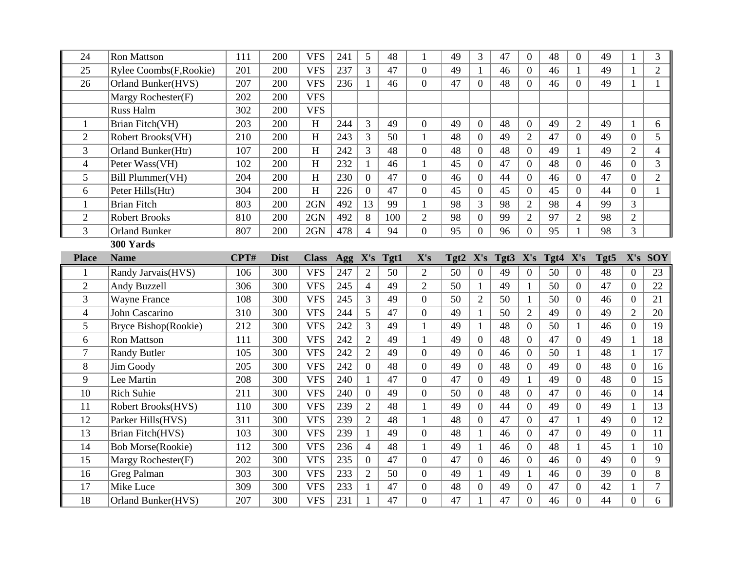| | | | | | | | | | | | | | | | | | |
|---|---|---|---|---|---|---|---|---|---|---|---|---|---|---|---|---|---|
| 24 | Ron Mattson | 111 | 200 | VFS | 241 | 5 | 48 | 1 | 49 | 3 | 47 | 0 | 48 | 0 | 49 | 1 | 3 |
| 25 | Rylee Coombs(F,Rookie) | 201 | 200 | VFS | 237 | 3 | 47 | 0 | 49 | 1 | 46 | 0 | 46 | 1 | 49 | 1 | 2 |
| 26 | Orland Bunker(HVS) | 207 | 200 | VFS | 236 | 1 | 46 | 0 | 47 | 0 | 48 | 0 | 46 | 0 | 49 | 1 | 1 |
| | Margy Rochester(F) | 202 | 200 | VFS | | | | | | | | | | | | | |
| | Russ Halm | 302 | 200 | VFS | | | | | | | | | | | | | |
| 1 | Brian Fitch(VH) | 203 | 200 | H | 244 | 3 | 49 | 0 | 49 | 0 | 48 | 0 | 49 | 2 | 49 | 1 | 6 |
| 2 | Robert Brooks(VH) | 210 | 200 | H | 243 | 3 | 50 | 1 | 48 | 0 | 49 | 2 | 47 | 0 | 49 | 0 | 5 |
| 3 | Orland Bunker(Htr) | 107 | 200 | H | 242 | 3 | 48 | 0 | 48 | 0 | 48 | 0 | 49 | 1 | 49 | 2 | 4 |
| 4 | Peter Wass(VH) | 102 | 200 | H | 232 | 1 | 46 | 1 | 45 | 0 | 47 | 0 | 48 | 0 | 46 | 0 | 3 |
| 5 | Bill Plummer(VH) | 204 | 200 | H | 230 | 0 | 47 | 0 | 46 | 0 | 44 | 0 | 46 | 0 | 47 | 0 | 2 |
| 6 | Peter Hills(Htr) | 304 | 200 | H | 226 | 0 | 47 | 0 | 45 | 0 | 45 | 0 | 45 | 0 | 44 | 0 | 1 |
| 1 | Brian Fitch | 803 | 200 | 2GN | 492 | 13 | 99 | 1 | 98 | 3 | 98 | 2 | 98 | 4 | 99 | 3 | |
| 2 | Robert Brooks | 810 | 200 | 2GN | 492 | 8 | 100 | 2 | 98 | 0 | 99 | 2 | 97 | 2 | 98 | 2 | |
| 3 | Orland Bunker | 807 | 200 | 2GN | 478 | 4 | 94 | 0 | 95 | 0 | 96 | 0 | 95 | 1 | 98 | 3 | |

**300 Yards**

| Place | Name | CPT# | Dist | Class | Agg | X's | Tgt1 | X's | Tgt2 | X's | Tgt3 | X's | Tgt4 | X's | Tgt5 | X's | SOY |
|---|---|---|---|---|---|---|---|---|---|---|---|---|---|---|---|---|---|
| 1 | Randy Jarvais(HVS) | 106 | 300 | VFS | 247 | 2 | 50 | 2 | 50 | 0 | 49 | 0 | 50 | 0 | 48 | 0 | 23 |
| 2 | Andy Buzzell | 306 | 300 | VFS | 245 | 4 | 49 | 2 | 50 | 1 | 49 | 1 | 50 | 0 | 47 | 0 | 22 |
| 3 | Wayne France | 108 | 300 | VFS | 245 | 3 | 49 | 0 | 50 | 2 | 50 | 1 | 50 | 0 | 46 | 0 | 21 |
| 4 | John Cascarino | 310 | 300 | VFS | 244 | 5 | 47 | 0 | 49 | 1 | 50 | 2 | 49 | 0 | 49 | 2 | 20 |
| 5 | Bryce Bishop(Rookie) | 212 | 300 | VFS | 242 | 3 | 49 | 1 | 49 | 1 | 48 | 0 | 50 | 1 | 46 | 0 | 19 |
| 6 | Ron Mattson | 111 | 300 | VFS | 242 | 2 | 49 | 1 | 49 | 0 | 48 | 0 | 47 | 0 | 49 | 1 | 18 |
| 7 | Randy Butler | 105 | 300 | VFS | 242 | 2 | 49 | 0 | 49 | 0 | 46 | 0 | 50 | 1 | 48 | 1 | 17 |
| 8 | Jim Goody | 205 | 300 | VFS | 242 | 0 | 48 | 0 | 49 | 0 | 48 | 0 | 49 | 0 | 48 | 0 | 16 |
| 9 | Lee Martin | 208 | 300 | VFS | 240 | 1 | 47 | 0 | 47 | 0 | 49 | 1 | 49 | 0 | 48 | 0 | 15 |
| 10 | Rich Suhie | 211 | 300 | VFS | 240 | 0 | 49 | 0 | 50 | 0 | 48 | 0 | 47 | 0 | 46 | 0 | 14 |
| 11 | Robert Brooks(HVS) | 110 | 300 | VFS | 239 | 2 | 48 | 1 | 49 | 0 | 44 | 0 | 49 | 0 | 49 | 1 | 13 |
| 12 | Parker Hills(HVS) | 311 | 300 | VFS | 239 | 2 | 48 | 1 | 48 | 0 | 47 | 0 | 47 | 1 | 49 | 0 | 12 |
| 13 | Brian Fitch(HVS) | 103 | 300 | VFS | 239 | 1 | 49 | 0 | 48 | 1 | 46 | 0 | 47 | 0 | 49 | 0 | 11 |
| 14 | Bob Morse(Rookie) | 112 | 300 | VFS | 236 | 4 | 48 | 1 | 49 | 1 | 46 | 0 | 48 | 1 | 45 | 1 | 10 |
| 15 | Margy Rochester(F) | 202 | 300 | VFS | 235 | 0 | 47 | 0 | 47 | 0 | 46 | 0 | 46 | 0 | 49 | 0 | 9 |
| 16 | Greg Palman | 303 | 300 | VFS | 233 | 2 | 50 | 0 | 49 | 1 | 49 | 1 | 46 | 0 | 39 | 0 | 8 |
| 17 | Mike Luce | 309 | 300 | VFS | 233 | 1 | 47 | 0 | 48 | 0 | 49 | 0 | 47 | 0 | 42 | 1 | 7 |
| 18 | Orland Bunker(HVS) | 207 | 300 | VFS | 231 | 1 | 47 | 0 | 47 | 1 | 47 | 0 | 46 | 0 | 44 | 0 | 6 |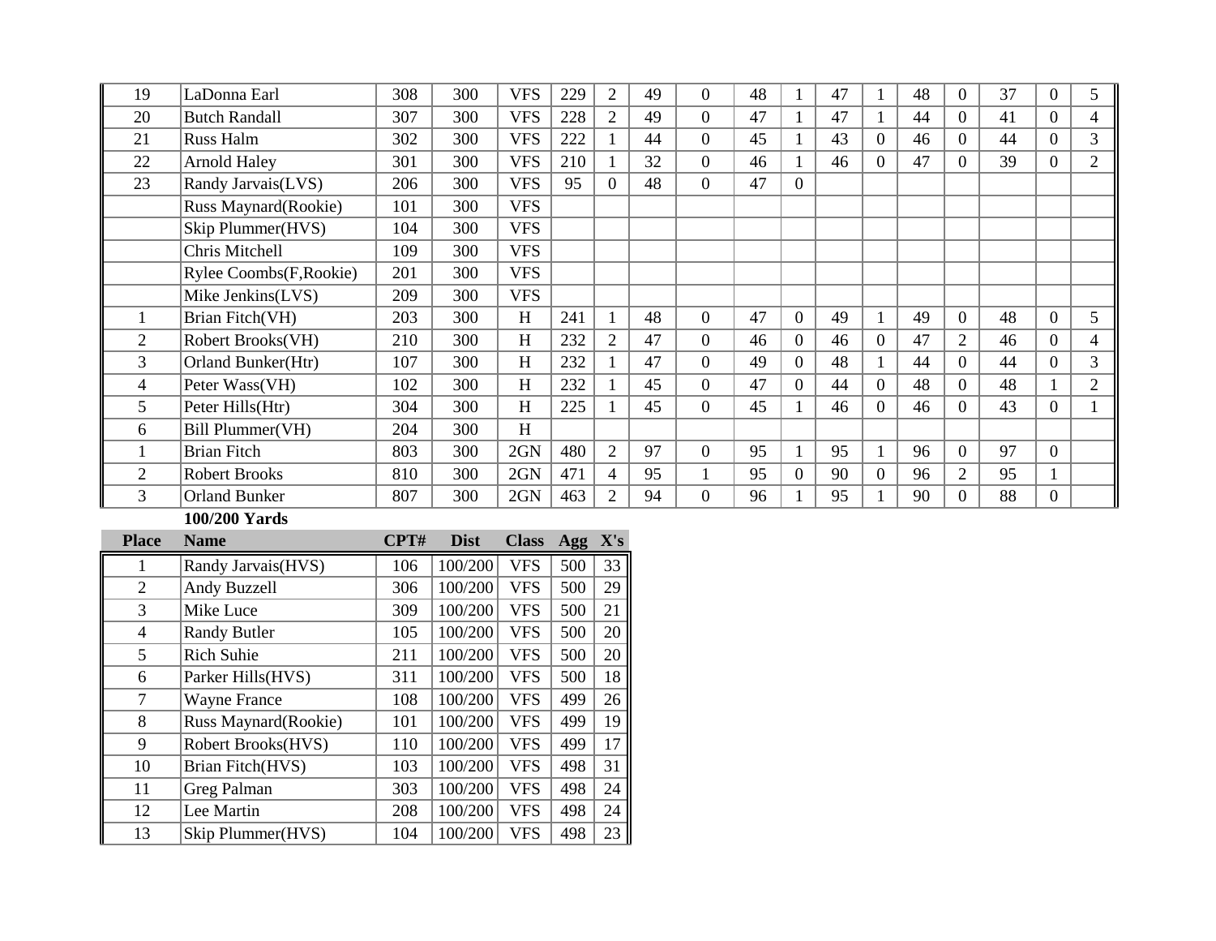| | | | | | | | | | | | | | | | | | | |
|---|---|---|---|---|---|---|---|---|---|---|---|---|---|---|---|---|---|---|
| 19 | LaDonna Earl | 308 | 300 | VFS | 229 | 2 | 49 | 0 | 48 | 1 | 47 | 1 | 48 | 0 | 37 | 0 | 5 |
| 20 | Butch Randall | 307 | 300 | VFS | 228 | 2 | 49 | 0 | 47 | 1 | 47 | 1 | 44 | 0 | 41 | 0 | 4 |
| 21 | Russ Halm | 302 | 300 | VFS | 222 | 1 | 44 | 0 | 45 | 1 | 43 | 0 | 46 | 0 | 44 | 0 | 3 |
| 22 | Arnold Haley | 301 | 300 | VFS | 210 | 1 | 32 | 0 | 46 | 1 | 46 | 0 | 47 | 0 | 39 | 0 | 2 |
| 23 | Randy Jarvais(LVS) | 206 | 300 | VFS | 95 | 0 | 48 | 0 | 47 | 0 | | | | | | | |
| | Russ Maynard(Rookie) | 101 | 300 | VFS | | | | | | | | | | | | | |
| | Skip Plummer(HVS) | 104 | 300 | VFS | | | | | | | | | | | | | |
| | Chris Mitchell | 109 | 300 | VFS | | | | | | | | | | | | | |
| | Rylee Coombs(F,Rookie) | 201 | 300 | VFS | | | | | | | | | | | | | |
| | Mike Jenkins(LVS) | 209 | 300 | VFS | | | | | | | | | | | | | |
| 1 | Brian Fitch(VH) | 203 | 300 | H | 241 | 1 | 48 | 0 | 47 | 0 | 49 | 1 | 49 | 0 | 48 | 0 | 5 |
| 2 | Robert Brooks(VH) | 210 | 300 | H | 232 | 2 | 47 | 0 | 46 | 0 | 46 | 0 | 47 | 2 | 46 | 0 | 4 |
| 3 | Orland Bunker(Htr) | 107 | 300 | H | 232 | 1 | 47 | 0 | 49 | 0 | 48 | 1 | 44 | 0 | 44 | 0 | 3 |
| 4 | Peter Wass(VH) | 102 | 300 | H | 232 | 1 | 45 | 0 | 47 | 0 | 44 | 0 | 48 | 0 | 48 | 1 | 2 |
| 5 | Peter Hills(Htr) | 304 | 300 | H | 225 | 1 | 45 | 0 | 45 | 1 | 46 | 0 | 46 | 0 | 43 | 0 | 1 |
| 6 | Bill Plummer(VH) | 204 | 300 | H | | | | | | | | | | | | | |
| 1 | Brian Fitch | 803 | 300 | 2GN | 480 | 2 | 97 | 0 | 95 | 1 | 95 | 1 | 96 | 0 | 97 | 0 | |
| 2 | Robert Brooks | 810 | 300 | 2GN | 471 | 4 | 95 | 1 | 95 | 0 | 90 | 0 | 96 | 2 | 95 | 1 | |
| 3 | Orland Bunker | 807 | 300 | 2GN | 463 | 2 | 94 | 0 | 96 | 1 | 95 | 1 | 90 | 0 | 88 | 0 | |

**100/200 Yards**

| Place | Name | CPT# | Dist | Class | Agg | X's |
|---|---|---|---|---|---|---|
| 1 | Randy Jarvais(HVS) | 106 | 100/200 | VFS | 500 | 33 |
| 2 | Andy Buzzell | 306 | 100/200 | VFS | 500 | 29 |
| 3 | Mike Luce | 309 | 100/200 | VFS | 500 | 21 |
| 4 | Randy Butler | 105 | 100/200 | VFS | 500 | 20 |
| 5 | Rich Suhie | 211 | 100/200 | VFS | 500 | 20 |
| 6 | Parker Hills(HVS) | 311 | 100/200 | VFS | 500 | 18 |
| 7 | Wayne France | 108 | 100/200 | VFS | 499 | 26 |
| 8 | Russ Maynard(Rookie) | 101 | 100/200 | VFS | 499 | 19 |
| 9 | Robert Brooks(HVS) | 110 | 100/200 | VFS | 499 | 17 |
| 10 | Brian Fitch(HVS) | 103 | 100/200 | VFS | 498 | 31 |
| 11 | Greg Palman | 303 | 100/200 | VFS | 498 | 24 |
| 12 | Lee Martin | 208 | 100/200 | VFS | 498 | 24 |
| 13 | Skip Plummer(HVS) | 104 | 100/200 | VFS | 498 | 23 |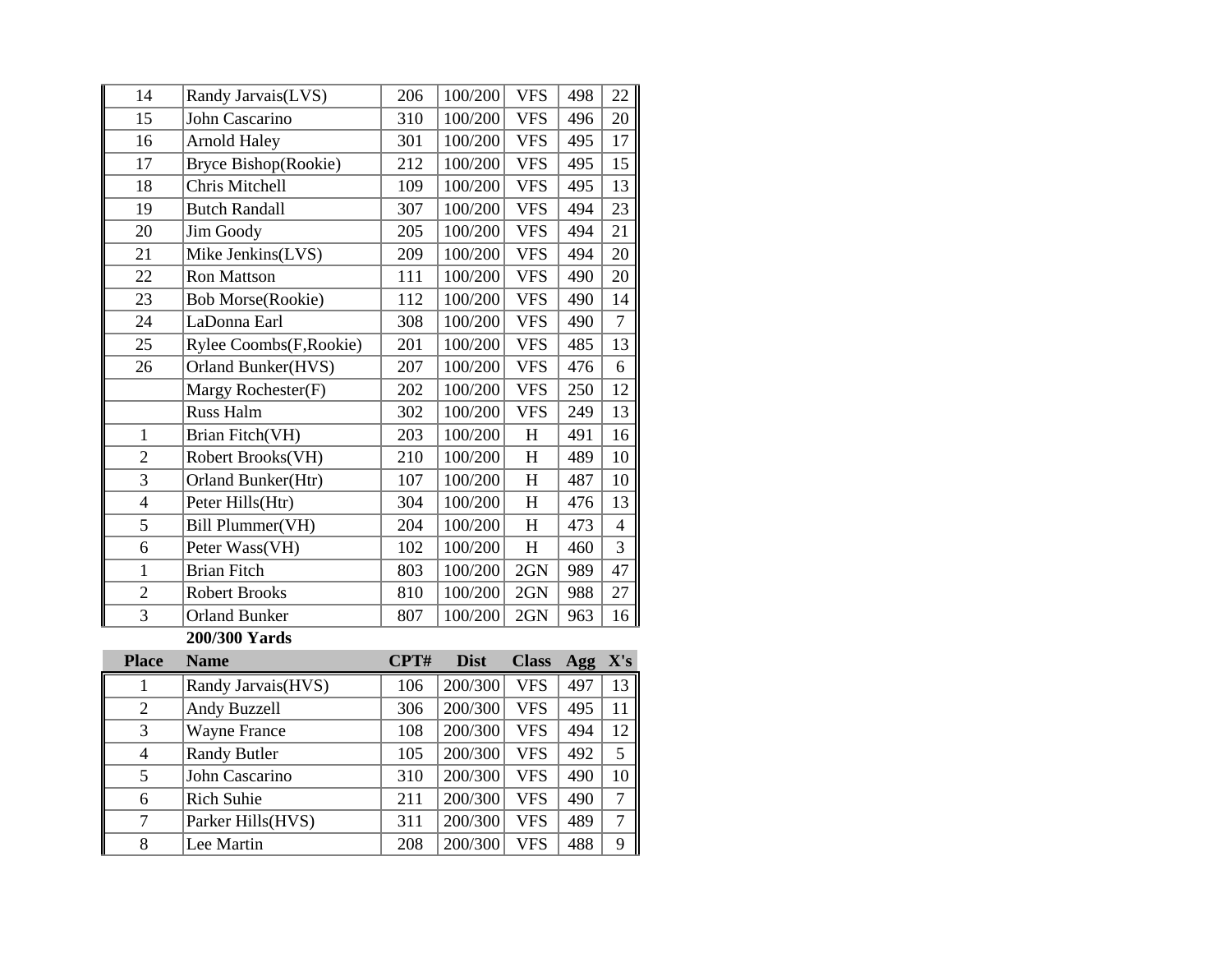| Place | Name | CPT# | Dist | Class | Agg | X's |
|---|---|---|---|---|---|---|
| 14 | Randy Jarvais(LVS) | 206 | 100/200 | VFS | 498 | 22 |
| 15 | John Cascarino | 310 | 100/200 | VFS | 496 | 20 |
| 16 | Arnold Haley | 301 | 100/200 | VFS | 495 | 17 |
| 17 | Bryce Bishop(Rookie) | 212 | 100/200 | VFS | 495 | 15 |
| 18 | Chris Mitchell | 109 | 100/200 | VFS | 495 | 13 |
| 19 | Butch Randall | 307 | 100/200 | VFS | 494 | 23 |
| 20 | Jim Goody | 205 | 100/200 | VFS | 494 | 21 |
| 21 | Mike Jenkins(LVS) | 209 | 100/200 | VFS | 494 | 20 |
| 22 | Ron Mattson | 111 | 100/200 | VFS | 490 | 20 |
| 23 | Bob Morse(Rookie) | 112 | 100/200 | VFS | 490 | 14 |
| 24 | LaDonna Earl | 308 | 100/200 | VFS | 490 | 7 |
| 25 | Rylee Coombs(F,Rookie) | 201 | 100/200 | VFS | 485 | 13 |
| 26 | Orland Bunker(HVS) | 207 | 100/200 | VFS | 476 | 6 |
| | Margy Rochester(F) | 202 | 100/200 | VFS | 250 | 12 |
| | Russ Halm | 302 | 100/200 | VFS | 249 | 13 |
| 1 | Brian Fitch(VH) | 203 | 100/200 | H | 491 | 16 |
| 2 | Robert Brooks(VH) | 210 | 100/200 | H | 489 | 10 |
| 3 | Orland Bunker(Htr) | 107 | 100/200 | H | 487 | 10 |
| 4 | Peter Hills(Htr) | 304 | 100/200 | H | 476 | 13 |
| 5 | Bill Plummer(VH) | 204 | 100/200 | H | 473 | 4 |
| 6 | Peter Wass(VH) | 102 | 100/200 | H | 460 | 3 |
| 1 | Brian Fitch | 803 | 100/200 | 2GN | 989 | 47 |
| 2 | Robert Brooks | 810 | 100/200 | 2GN | 988 | 27 |
| 3 | Orland Bunker | 807 | 100/200 | 2GN | 963 | 16 |

**200/300 Yards**

| Place | Name | CPT# | Dist | Class | Agg | X's |
|---|---|---|---|---|---|---|
| 1 | Randy Jarvais(HVS) | 106 | 200/300 | VFS | 497 | 13 |
| 2 | Andy Buzzell | 306 | 200/300 | VFS | 495 | 11 |
| 3 | Wayne France | 108 | 200/300 | VFS | 494 | 12 |
| 4 | Randy Butler | 105 | 200/300 | VFS | 492 | 5 |
| 5 | John Cascarino | 310 | 200/300 | VFS | 490 | 10 |
| 6 | Rich Suhie | 211 | 200/300 | VFS | 490 | 7 |
| 7 | Parker Hills(HVS) | 311 | 200/300 | VFS | 489 | 7 |
| 8 | Lee Martin | 208 | 200/300 | VFS | 488 | 9 |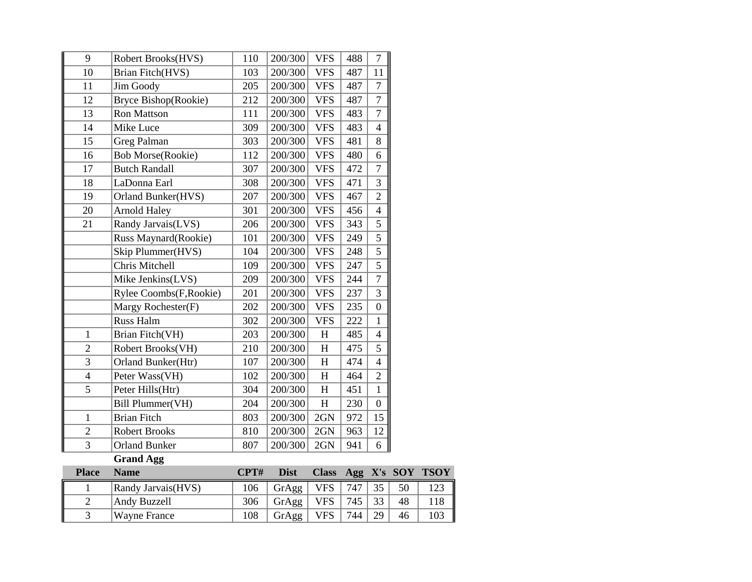| | | | | | | |
|---|---|---|---|---|---|---|
| 9 | Robert Brooks(HVS) | 110 | 200/300 | VFS | 488 | 7 |
| 10 | Brian Fitch(HVS) | 103 | 200/300 | VFS | 487 | 11 |
| 11 | Jim Goody | 205 | 200/300 | VFS | 487 | 7 |
| 12 | Bryce Bishop(Rookie) | 212 | 200/300 | VFS | 487 | 7 |
| 13 | Ron Mattson | 111 | 200/300 | VFS | 483 | 7 |
| 14 | Mike Luce | 309 | 200/300 | VFS | 483 | 4 |
| 15 | Greg Palman | 303 | 200/300 | VFS | 481 | 8 |
| 16 | Bob Morse(Rookie) | 112 | 200/300 | VFS | 480 | 6 |
| 17 | Butch Randall | 307 | 200/300 | VFS | 472 | 7 |
| 18 | LaDonna Earl | 308 | 200/300 | VFS | 471 | 3 |
| 19 | Orland Bunker(HVS) | 207 | 200/300 | VFS | 467 | 2 |
| 20 | Arnold Haley | 301 | 200/300 | VFS | 456 | 4 |
| 21 | Randy Jarvais(LVS) | 206 | 200/300 | VFS | 343 | 5 |
| | Russ Maynard(Rookie) | 101 | 200/300 | VFS | 249 | 5 |
| | Skip Plummer(HVS) | 104 | 200/300 | VFS | 248 | 5 |
| | Chris Mitchell | 109 | 200/300 | VFS | 247 | 5 |
| | Mike Jenkins(LVS) | 209 | 200/300 | VFS | 244 | 7 |
| | Rylee Coombs(F,Rookie) | 201 | 200/300 | VFS | 237 | 3 |
| | Margy Rochester(F) | 202 | 200/300 | VFS | 235 | 0 |
| | Russ Halm | 302 | 200/300 | VFS | 222 | 1 |
| 1 | Brian Fitch(VH) | 203 | 200/300 | H | 485 | 4 |
| 2 | Robert Brooks(VH) | 210 | 200/300 | H | 475 | 5 |
| 3 | Orland Bunker(Htr) | 107 | 200/300 | H | 474 | 4 |
| 4 | Peter Wass(VH) | 102 | 200/300 | H | 464 | 2 |
| 5 | Peter Hills(Htr) | 304 | 200/300 | H | 451 | 1 |
| | Bill Plummer(VH) | 204 | 200/300 | H | 230 | 0 |
| 1 | Brian Fitch | 803 | 200/300 | 2GN | 972 | 15 |
| 2 | Robert Brooks | 810 | 200/300 | 2GN | 963 | 12 |
| 3 | Orland Bunker | 807 | 200/300 | 2GN | 941 | 6 |

**Grand Agg**

| Place | Name | CPT# | Dist | Class | Agg | X's | SOY | TSOY |
|---|---|---|---|---|---|---|---|---|
| 1 | Randy Jarvais(HVS) | 106 | GrAgg | VFS | 747 | 35 | 50 | 123 |
| 2 | Andy Buzzell | 306 | GrAgg | VFS | 745 | 33 | 48 | 118 |
| 3 | Wayne France | 108 | GrAgg | VFS | 744 | 29 | 46 | 103 |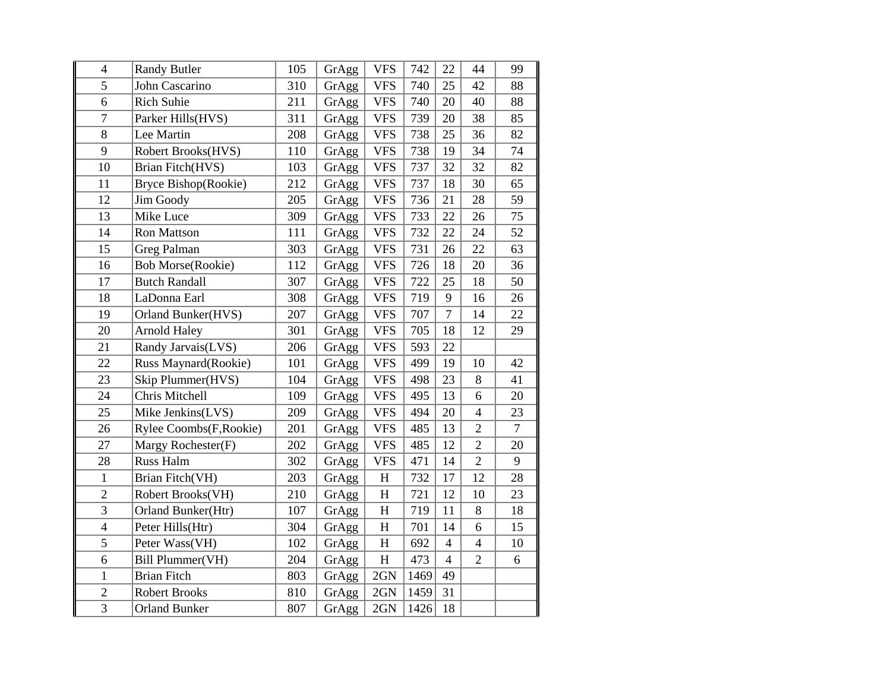| | | | | | | | | |
|---|---|---|---|---|---|---|---|---|
| 4 | Randy Butler | 105 | GrAgg | VFS | 742 | 22 | 44 | 99 |
| 5 | John Cascarino | 310 | GrAgg | VFS | 740 | 25 | 42 | 88 |
| 6 | Rich Suhie | 211 | GrAgg | VFS | 740 | 20 | 40 | 88 |
| 7 | Parker Hills(HVS) | 311 | GrAgg | VFS | 739 | 20 | 38 | 85 |
| 8 | Lee Martin | 208 | GrAgg | VFS | 738 | 25 | 36 | 82 |
| 9 | Robert Brooks(HVS) | 110 | GrAgg | VFS | 738 | 19 | 34 | 74 |
| 10 | Brian Fitch(HVS) | 103 | GrAgg | VFS | 737 | 32 | 32 | 82 |
| 11 | Bryce Bishop(Rookie) | 212 | GrAgg | VFS | 737 | 18 | 30 | 65 |
| 12 | Jim Goody | 205 | GrAgg | VFS | 736 | 21 | 28 | 59 |
| 13 | Mike Luce | 309 | GrAgg | VFS | 733 | 22 | 26 | 75 |
| 14 | Ron Mattson | 111 | GrAgg | VFS | 732 | 22 | 24 | 52 |
| 15 | Greg Palman | 303 | GrAgg | VFS | 731 | 26 | 22 | 63 |
| 16 | Bob Morse(Rookie) | 112 | GrAgg | VFS | 726 | 18 | 20 | 36 |
| 17 | Butch Randall | 307 | GrAgg | VFS | 722 | 25 | 18 | 50 |
| 18 | LaDonna Earl | 308 | GrAgg | VFS | 719 | 9 | 16 | 26 |
| 19 | Orland Bunker(HVS) | 207 | GrAgg | VFS | 707 | 7 | 14 | 22 |
| 20 | Arnold Haley | 301 | GrAgg | VFS | 705 | 18 | 12 | 29 |
| 21 | Randy Jarvais(LVS) | 206 | GrAgg | VFS | 593 | 22 | | |
| 22 | Russ Maynard(Rookie) | 101 | GrAgg | VFS | 499 | 19 | 10 | 42 |
| 23 | Skip Plummer(HVS) | 104 | GrAgg | VFS | 498 | 23 | 8 | 41 |
| 24 | Chris Mitchell | 109 | GrAgg | VFS | 495 | 13 | 6 | 20 |
| 25 | Mike Jenkins(LVS) | 209 | GrAgg | VFS | 494 | 20 | 4 | 23 |
| 26 | Rylee Coombs(F,Rookie) | 201 | GrAgg | VFS | 485 | 13 | 2 | 7 |
| 27 | Margy Rochester(F) | 202 | GrAgg | VFS | 485 | 12 | 2 | 20 |
| 28 | Russ Halm | 302 | GrAgg | VFS | 471 | 14 | 2 | 9 |
| 1 | Brian Fitch(VH) | 203 | GrAgg | H | 732 | 17 | 12 | 28 |
| 2 | Robert Brooks(VH) | 210 | GrAgg | H | 721 | 12 | 10 | 23 |
| 3 | Orland Bunker(Htr) | 107 | GrAgg | H | 719 | 11 | 8 | 18 |
| 4 | Peter Hills(Htr) | 304 | GrAgg | H | 701 | 14 | 6 | 15 |
| 5 | Peter Wass(VH) | 102 | GrAgg | H | 692 | 4 | 4 | 10 |
| 6 | Bill Plummer(VH) | 204 | GrAgg | H | 473 | 4 | 2 | 6 |
| 1 | Brian Fitch | 803 | GrAgg | 2GN | 1469 | 49 | | |
| 2 | Robert Brooks | 810 | GrAgg | 2GN | 1459 | 31 | | |
| 3 | Orland Bunker | 807 | GrAgg | 2GN | 1426 | 18 | | |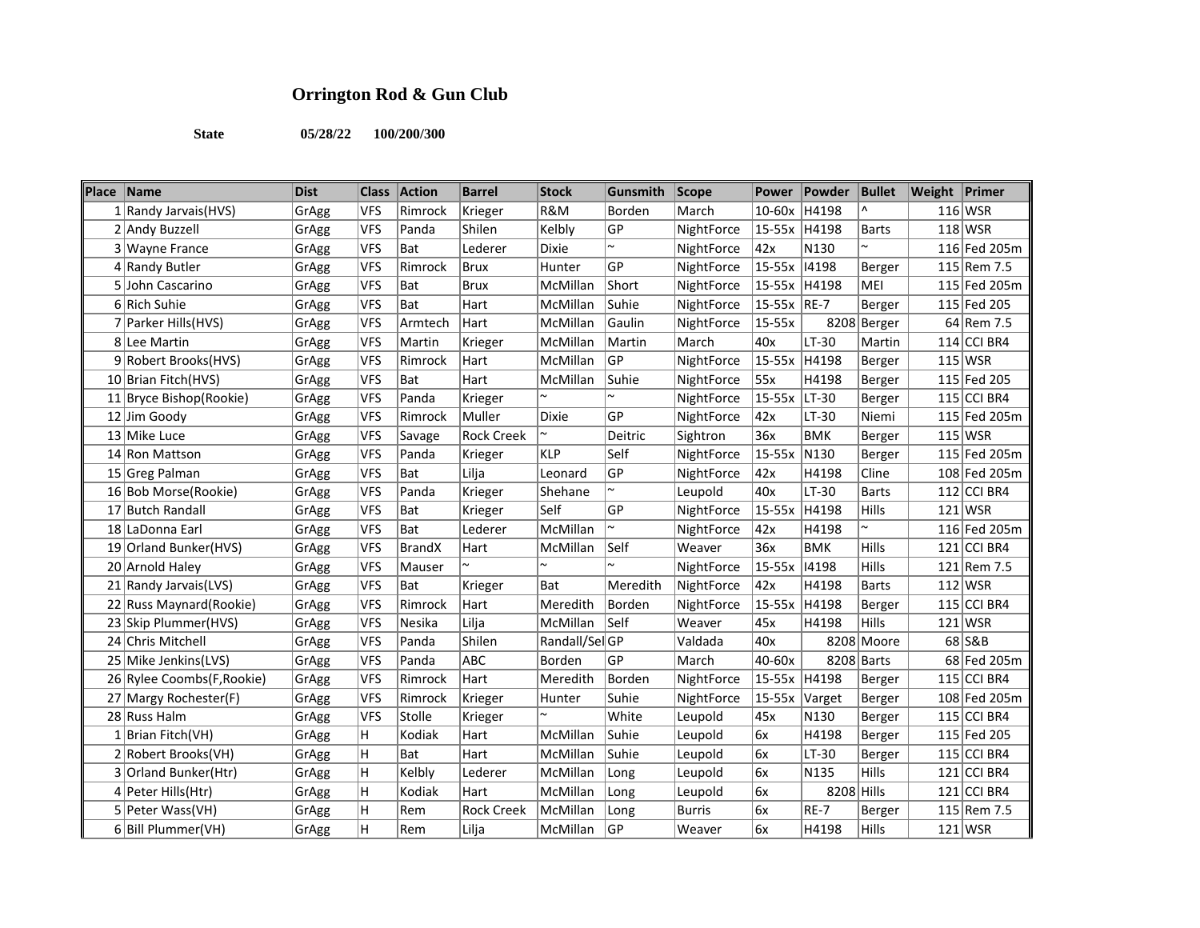# Orrington Rod & Gun Club

**State** **05/28/22** **100/200/300**

| Place | Name | Dist | Class | Action | Barrel | Stock | Gunsmith | Scope | Power | Powder | Bullet | Weight | Primer |
|---|---|---|---|---|---|---|---|---|---|---|---|---|---|
| 1 | Randy Jarvais(HVS) | GrAgg | VFS | Rimrock | Krieger | R&M | Borden | March | 10-60x | H4198 | ^ | 116 | WSR |
| 2 | Andy Buzzell | GrAgg | VFS | Panda | Shilen | Kelbly | GP | NightForce | 15-55x | H4198 | Barts | 118 | WSR |
| 3 | Wayne France | GrAgg | VFS | Bat | Lederer | Dixie | ~ | NightForce | 42x | N130 | ~ | 116 | Fed 205m |
| 4 | Randy Butler | GrAgg | VFS | Rimrock | Brux | Hunter | GP | NightForce | 15-55x | I4198 | Berger | 115 | Rem 7.5 |
| 5 | John Cascarino | GrAgg | VFS | Bat | Brux | McMillan | Short | NightForce | 15-55x | H4198 | MEI | 115 | Fed 205m |
| 6 | Rich Suhie | GrAgg | VFS | Bat | Hart | McMillan | Suhie | NightForce | 15-55x | RE-7 | Berger | 115 | Fed 205 |
| 7 | Parker Hills(HVS) | GrAgg | VFS | Armtech | Hart | McMillan | Gaulin | NightForce | 15-55x | 8208 | Berger | 64 | Rem 7.5 |
| 8 | Lee Martin | GrAgg | VFS | Martin | Krieger | McMillan | Martin | March | 40x | LT-30 | Martin | 114 | CCI BR4 |
| 9 | Robert Brooks(HVS) | GrAgg | VFS | Rimrock | Hart | McMillan | GP | NightForce | 15-55x | H4198 | Berger | 115 | WSR |
| 10 | Brian Fitch(HVS) | GrAgg | VFS | Bat | Hart | McMillan | Suhie | NightForce | 55x | H4198 | Berger | 115 | Fed 205 |
| 11 | Bryce Bishop(Rookie) | GrAgg | VFS | Panda | Krieger | ~ | ~ | NightForce | 15-55x | LT-30 | Berger | 115 | CCI BR4 |
| 12 | Jim Goody | GrAgg | VFS | Rimrock | Muller | Dixie | GP | NightForce | 42x | LT-30 | Niemi | 115 | Fed 205m |
| 13 | Mike Luce | GrAgg | VFS | Savage | Rock Creek | ~ | Deitric | Sightron | 36x | BMK | Berger | 115 | WSR |
| 14 | Ron Mattson | GrAgg | VFS | Panda | Krieger | KLP | Self | NightForce | 15-55x | N130 | Berger | 115 | Fed 205m |
| 15 | Greg Palman | GrAgg | VFS | Bat | Lilja | Leonard | GP | NightForce | 42x | H4198 | Cline | 108 | Fed 205m |
| 16 | Bob Morse(Rookie) | GrAgg | VFS | Panda | Krieger | Shehane | ~ | Leupold | 40x | LT-30 | Barts | 112 | CCI BR4 |
| 17 | Butch Randall | GrAgg | VFS | Bat | Krieger | Self | GP | NightForce | 15-55x | H4198 | Hills | 121 | WSR |
| 18 | LaDonna Earl | GrAgg | VFS | Bat | Lederer | McMillan | ~ | NightForce | 42x | H4198 | ~ | 116 | Fed 205m |
| 19 | Orland Bunker(HVS) | GrAgg | VFS | BrandX | Hart | McMillan | Self | Weaver | 36x | BMK | Hills | 121 | CCI BR4 |
| 20 | Arnold Haley | GrAgg | VFS | Mauser | ~ | ~ | ~ | NightForce | 15-55x | I4198 | Hills | 121 | Rem 7.5 |
| 21 | Randy Jarvais(LVS) | GrAgg | VFS | Bat | Krieger | Bat | Meredith | NightForce | 42x | H4198 | Barts | 112 | WSR |
| 22 | Russ Maynard(Rookie) | GrAgg | VFS | Rimrock | Hart | Meredith | Borden | NightForce | 15-55x | H4198 | Berger | 115 | CCI BR4 |
| 23 | Skip Plummer(HVS) | GrAgg | VFS | Nesika | Lilja | McMillan | Self | Weaver | 45x | H4198 | Hills | 121 | WSR |
| 24 | Chris Mitchell | GrAgg | VFS | Panda | Shilen | Randall/Sel | GP | Valdada | 40x | 8208 | Moore | 68 | S&B |
| 25 | Mike Jenkins(LVS) | GrAgg | VFS | Panda | ABC | Borden | GP | March | 40-60x | 8208 | Barts | 68 | Fed 205m |
| 26 | Rylee Coombs(F,Rookie) | GrAgg | VFS | Rimrock | Hart | Meredith | Borden | NightForce | 15-55x | H4198 | Berger | 115 | CCI BR4 |
| 27 | Margy Rochester(F) | GrAgg | VFS | Rimrock | Krieger | Hunter | Suhie | NightForce | 15-55x | Varget | Berger | 108 | Fed 205m |
| 28 | Russ Halm | GrAgg | VFS | Stolle | Krieger | ~ | White | Leupold | 45x | N130 | Berger | 115 | CCI BR4 |
| 1 | Brian Fitch(VH) | GrAgg | H | Kodiak | Hart | McMillan | Suhie | Leupold | 6x | H4198 | Berger | 115 | Fed 205 |
| 2 | Robert Brooks(VH) | GrAgg | H | Bat | Hart | McMillan | Suhie | Leupold | 6x | LT-30 | Berger | 115 | CCI BR4 |
| 3 | Orland Bunker(Htr) | GrAgg | H | Kelbly | Lederer | McMillan | Long | Leupold | 6x | N135 | Hills | 121 | CCI BR4 |
| 4 | Peter Hills(Htr) | GrAgg | H | Kodiak | Hart | McMillan | Long | Leupold | 6x | 8208 | Hills | 121 | CCI BR4 |
| 5 | Peter Wass(VH) | GrAgg | H | Rem | Rock Creek | McMillan | Long | Burris | 6x | RE-7 | Berger | 115 | Rem 7.5 |
| 6 | Bill Plummer(VH) | GrAgg | H | Rem | Lilja | McMillan | GP | Weaver | 6x | H4198 | Hills | 121 | WSR |